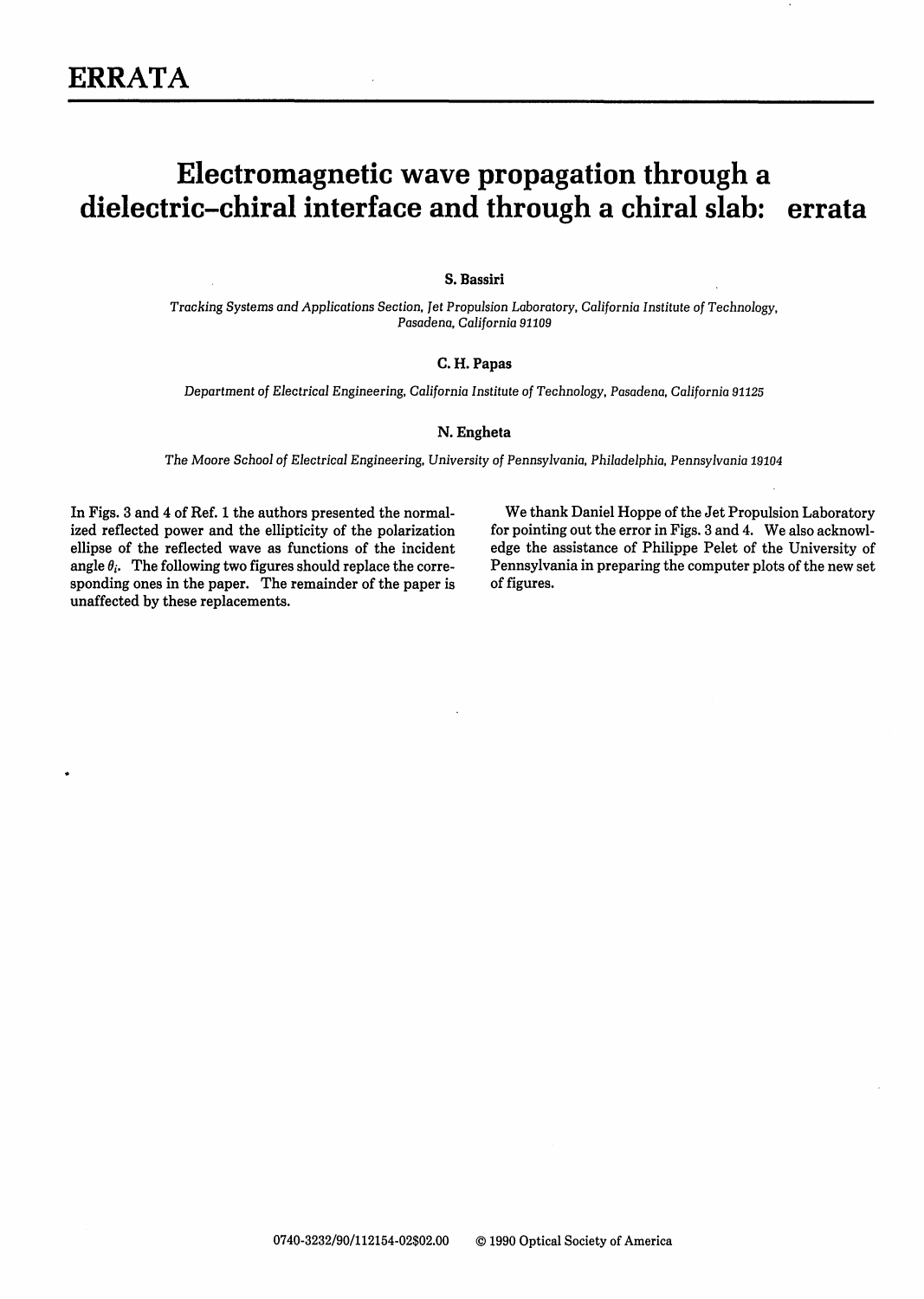# ERRATA

## Electromagnetic wave propagation through a dielectric–chiral interface and through a chiral slab: errata

**S. Bassiri**

*Tracking Systems and Applications Section, Jet Propulsion Laboratory, California Institute of Technology, Pasadena, California 91109*

**C. H. Papas**

*Department of Electrical Engineering, California Institute of Technology, Pasadena, California 91125*

**N. Engheta**

*The Moore School of Electrical Engineering, University of Pennsylvania, Philadelphia, Pennsylvania 19104*

In Figs. 3 and 4 of Ref. 1 the authors presented the normalized reflected power and the ellipticity of the polarization ellipse of the reflected wave as functions of the incident angle $\theta_i$. The following two figures should replace the corresponding ones in the paper. The remainder of the paper is unaffected by these replacements.

We thank Daniel Hoppe of the Jet Propulsion Laboratory for pointing out the error in Figs. 3 and 4. We also acknowledge the assistance of Philippe Pelet of the University of Pennsylvania in preparing the computer plots of the new set of figures.

0740-3232/90/112154-02$02.00 © 1990 Optical Society of America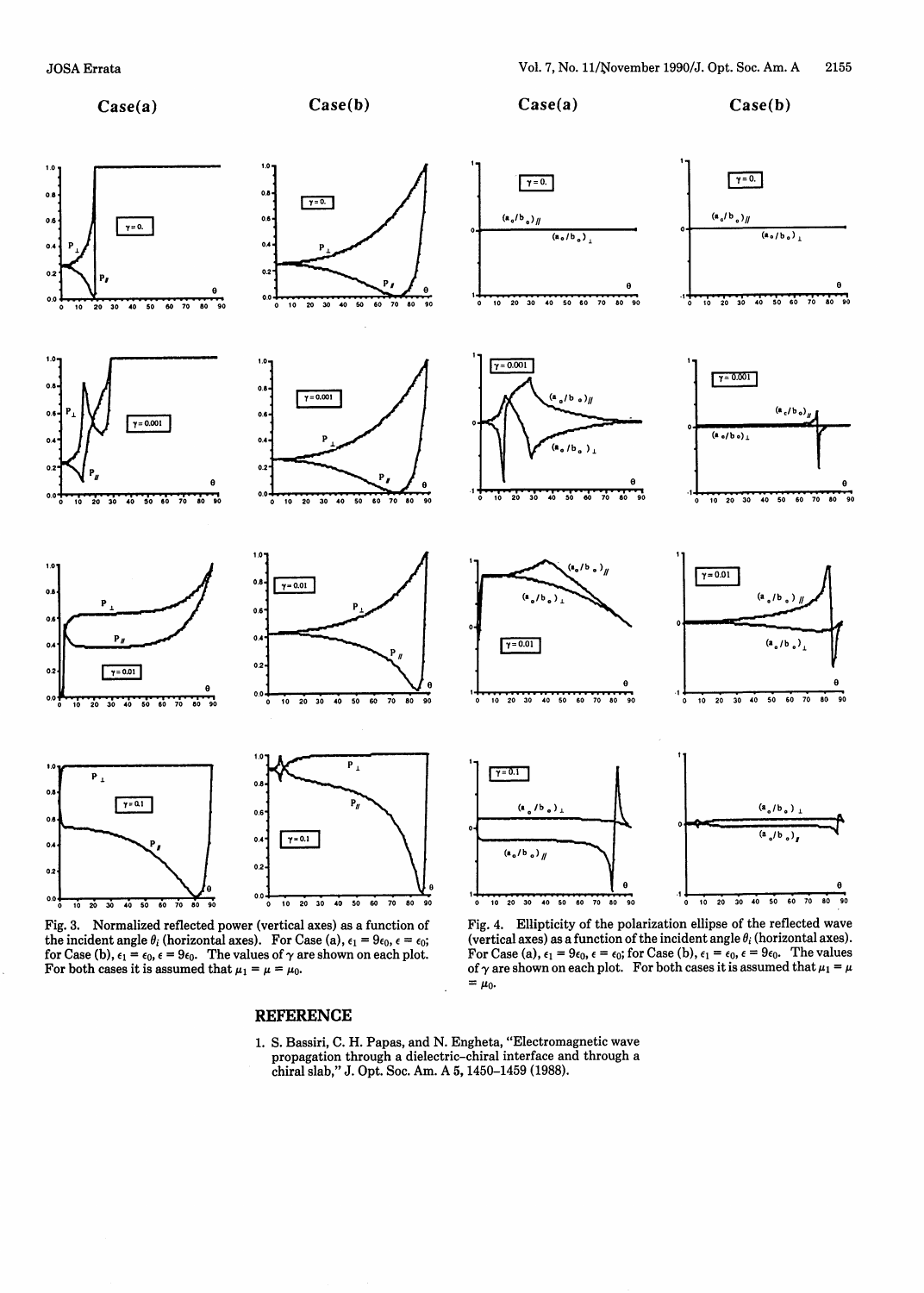Case(a)

Case(b)

Case(a)

Case(b)

γ=0.

P⊥

P∥

θ

γ=0.001

γ=0.01

γ=0.1

$(a_o/b_o)_{\parallel}$

$(a_o/b_o)_{\perp}$

Fig. 3. Normalized reflected power (vertical axes) as a function of the incident angle $\theta_i$ (horizontal axes). For Case (a), $\epsilon_1 = 9\epsilon_0$, $\epsilon = \epsilon_0$; for Case (b), $\epsilon_1 = \epsilon_0$, $\epsilon = 9\epsilon_0$. The values of $\gamma$ are shown on each plot. For both cases it is assumed that $\mu_1 = \mu = \mu_0$.

Fig. 4. Ellipticity of the polarization ellipse of the reflected wave (vertical axes) as a function of the incident angle $\theta_i$ (horizontal axes). For Case (a), $\epsilon_1 = 9\epsilon_0$, $\epsilon = \epsilon_0$; for Case (b), $\epsilon_1 = \epsilon_0$, $\epsilon = 9\epsilon_0$. The values of $\gamma$ are shown on each plot. For both cases it is assumed that $\mu_1 = \mu = \mu_0$.

## REFERENCE

1. S. Bassiri, C. H. Papas, and N. Engheta, "Electromagnetic wave propagation through a dielectric–chiral interface and through a chiral slab," J. Opt. Soc. Am. A 5, 1450–1459 (1988).